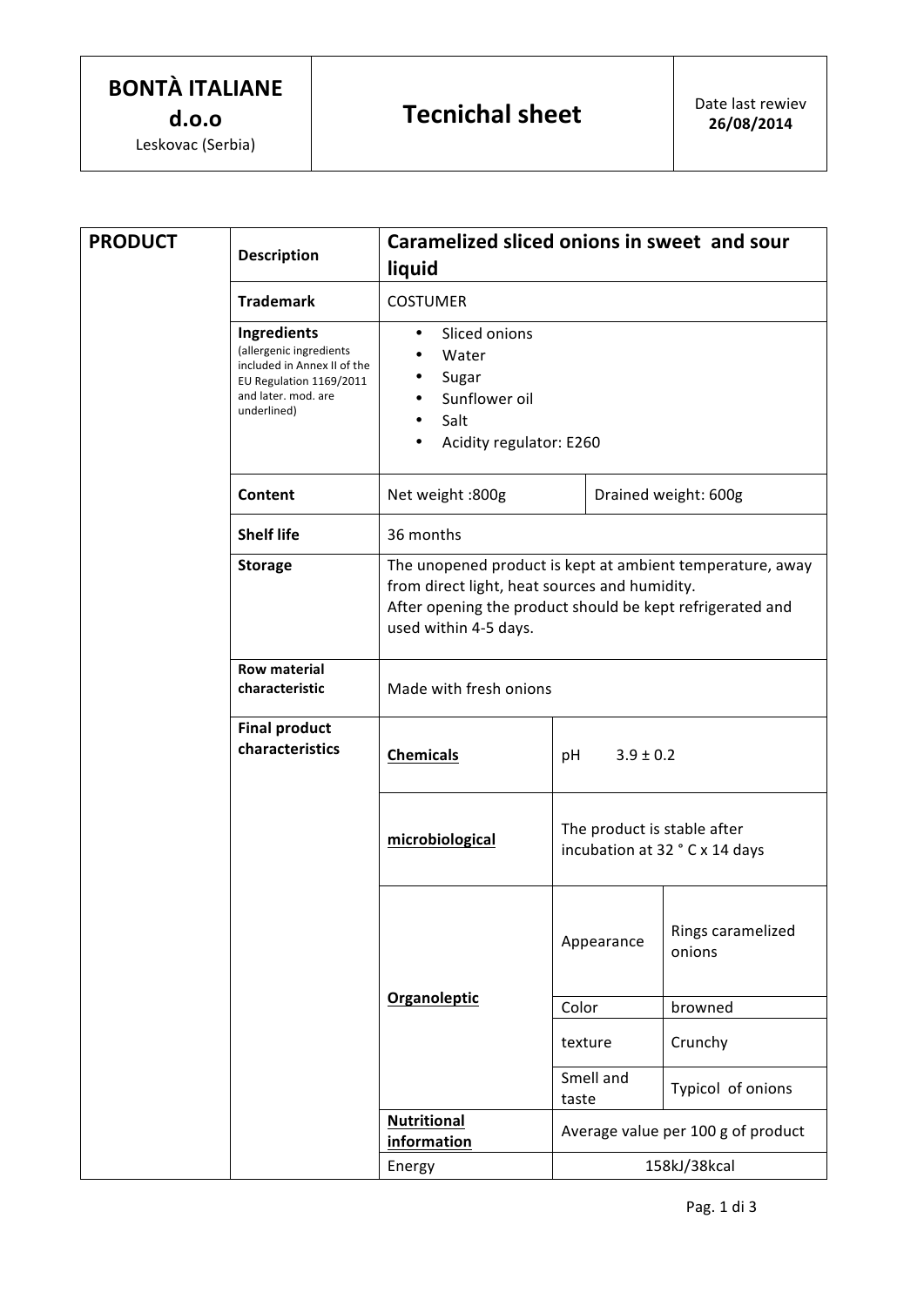| **BONTÀ ITALIANE d.o.o** Leskovac (Serbia) | **Tecnichal sheet** | Date last rewiev **26/08/2014** |
|---|---|---|

| **PRODUCT** | | | | |
|---|---|---|---|---|
| | **Description** | **Caramelized sliced onions in sweet and sour liquid** | | |
| | **Trademark** | COSTUMER | | |
| | **Ingredients** (allergenic ingredients included in Annex II of the EU Regulation 1169/2011 and later. mod. are underlined) | • Sliced onions<br>• Water<br>• Sugar<br>• Sunflower oil<br>• Salt<br>• Acidity regulator: E260 | | |
| | **Content** | Net weight :800g | Drained weight: 600g | |
| | **Shelf life** | 36 months | | |
| | **Storage** | The unopened product is kept at ambient temperature, away from direct light, heat sources and humidity.<br>After opening the product should be kept refrigerated and used within 4-5 days. | | |
| | **Row material characteristic** | Made with fresh onions | | |
| | **Final product characteristics** | **Chemicals** | pH 3.9 ± 0.2 | |
| | | **microbiological** | The product is stable after incubation at 32 ° C x 14 days | |
| | | **Organoleptic** | Appearance | Rings caramelized onions |
| | | | Color | browned |
| | | | texture | Crunchy |
| | | | Smell and taste | Typicol of onions |
| | | **Nutritional information** | Average value per 100 g of product | |
| | | Energy | 158kJ/38kcal | |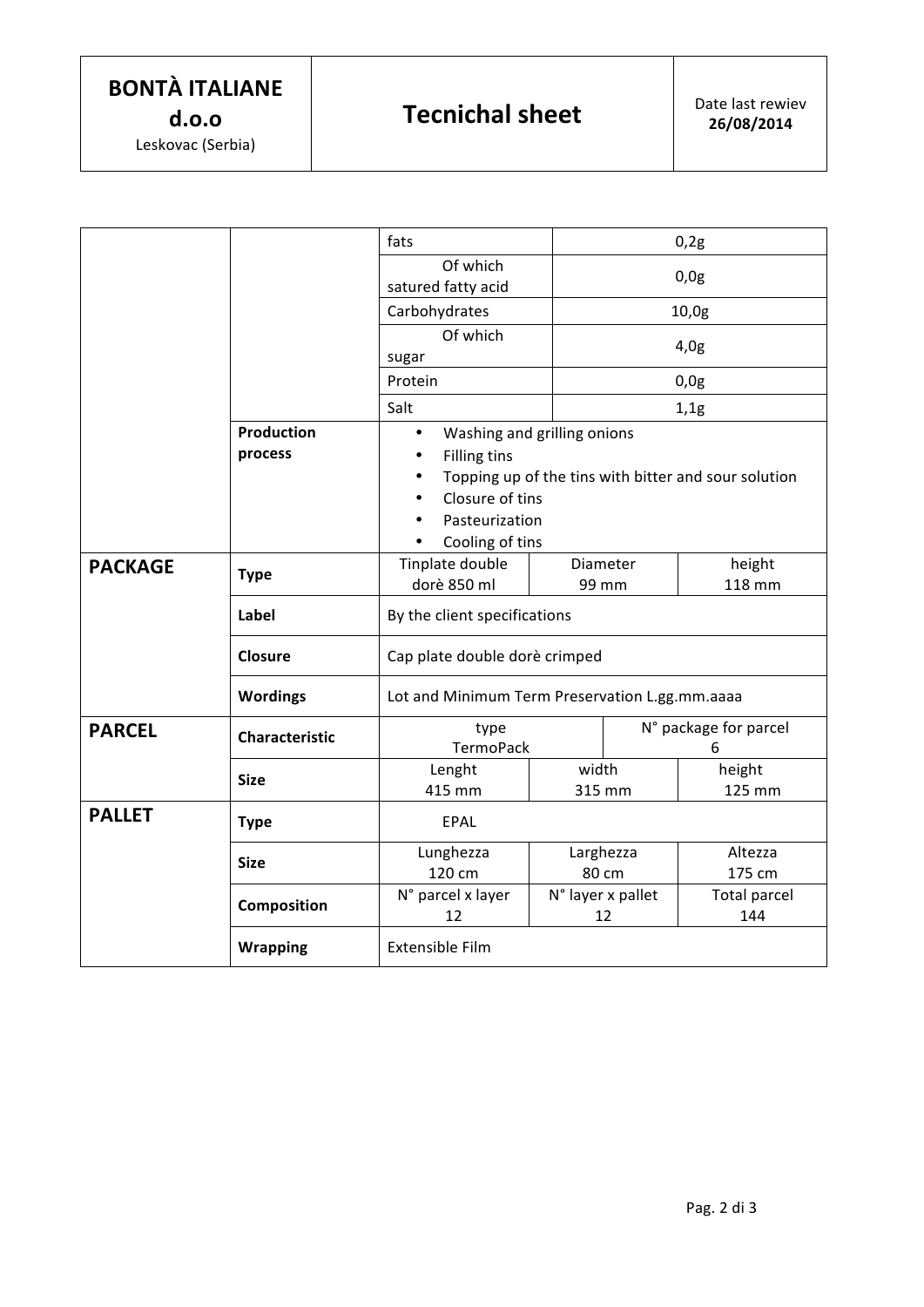**BONTÀ ITALIANE d.o.o**
Leskovac (Serbia)

# Tecnichal sheet

Date last rewiev **26/08/2014**

| | | | | |
|---|---|---|---|---|
| | | fats | 0,2g | |
| | | Of which satured fatty acid | 0,0g | |
| | | Carbohydrates | 10,0g | |
| | | Of which sugar | 4,0g | |
| | | Protein | 0,0g | |
| | | Salt | 1,1g | |
| | **Production process** | • Washing and grilling onions<br>• Filling tins<br>• Topping up of the tins with bitter and sour solution<br>• Closure of tins<br>• Pasteurization<br>• Cooling of tins | | |
| **PACKAGE** | **Type** | Tinplate double dorè 850 ml | Diameter 99 mm | height 118 mm |
| | **Label** | By the client specifications | | |
| | **Closure** | Cap plate double dorè crimped | | |
| | **Wordings** | Lot and Minimum Term Preservation L.gg.mm.aaaa | | |
| **PARCEL** | **Characteristic** | type TermoPack | N° package for parcel 6 | |
| | **Size** | Lenght 415 mm | width 315 mm | height 125 mm |
| **PALLET** | **Type** | EPAL | | |
| | **Size** | Lunghezza 120 cm | Larghezza 80 cm | Altezza 175 cm |
| | **Composition** | N° parcel x layer 12 | N° layer x pallet 12 | Total parcel 144 |
| | **Wrapping** | Extensible Film | | |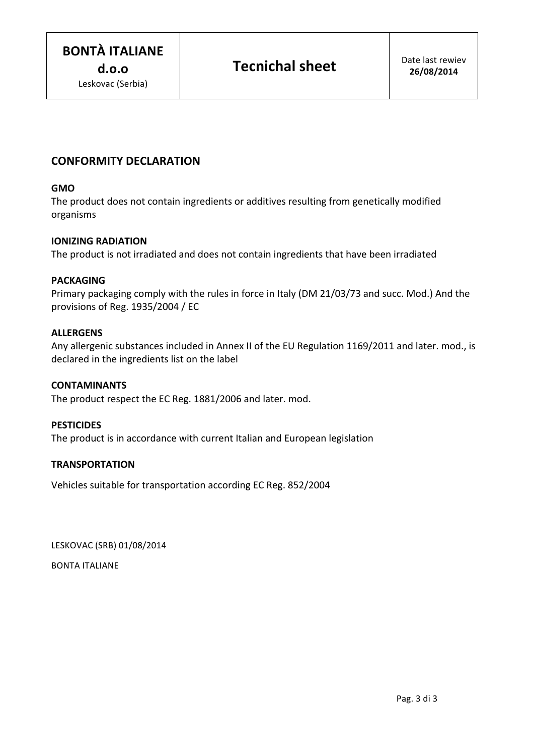## CONFORMITY DECLARATION

**GMO**

The product does not contain ingredients or additives resulting from genetically modified organisms

**IONIZING RADIATION**

The product is not irradiated and does not contain ingredients that have been irradiated

**PACKAGING**

Primary packaging comply with the rules in force in Italy (DM 21/03/73 and succ. Mod.) And the provisions of Reg. 1935/2004 / EC

**ALLERGENS**

Any allergenic substances included in Annex II of the EU Regulation 1169/2011 and later. mod., is declared in the ingredients list on the label

**CONTAMINANTS**

The product respect the EC Reg. 1881/2006 and later. mod.

**PESTICIDES**

The product is in accordance with current Italian and European legislation

**TRANSPORTATION**

Vehicles suitable for transportation according EC Reg. 852/2004

LESKOVAC (SRB) 01/08/2014

BONTA ITALIANE